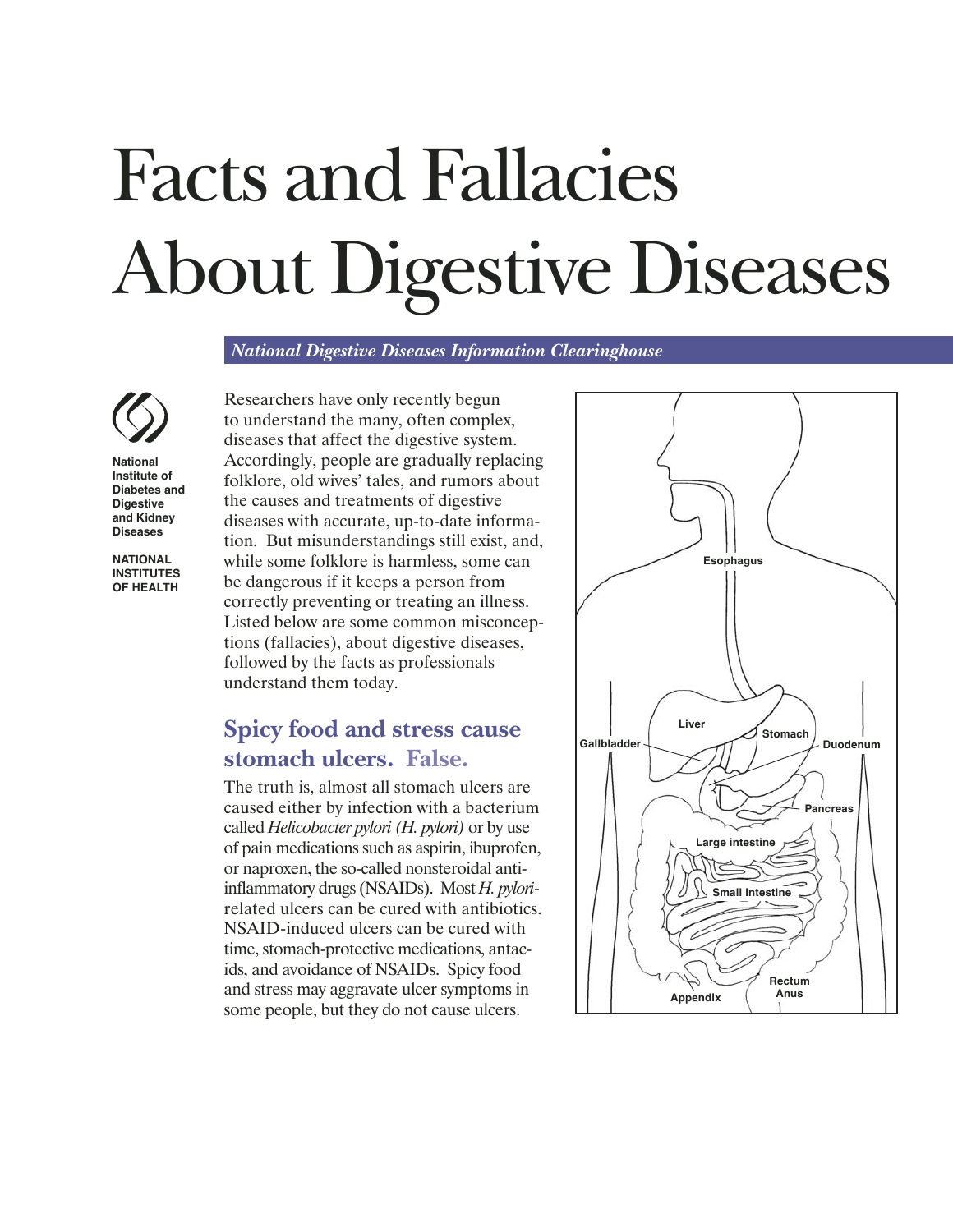# Facts and Fallacies About Digestive Diseases

*National Digestive Diseases Information Clearinghouse*

National Institute of Diabetes and Digestive and Kidney Diseases

NATIONAL INSTITUTES OF HEALTH

Researchers have only recently begun to understand the many, often complex, diseases that affect the digestive system. Accordingly, people are gradually replacing folklore, old wives' tales, and rumors about the causes and treatments of digestive diseases with accurate, up-to-date information. But misunderstandings still exist, and, while some folklore is harmless, some can be dangerous if it keeps a person from correctly preventing or treating an illness. Listed below are some common misconceptions (fallacies), about digestive diseases, followed by the facts as professionals understand them today.

## Spicy food and stress cause stomach ulcers. False.

The truth is, almost all stomach ulcers are caused either by infection with a bacterium called *Helicobacter pylori (H. pylori)* or by use of pain medications such as aspirin, ibuprofen, or naproxen, the so-called nonsteroidal anti-inflammatory drugs (NSAIDs). Most *H. pylori*-related ulcers can be cured with antibiotics. NSAID-induced ulcers can be cured with time, stomach-protective medications, antacids, and avoidance of NSAIDs. Spicy food and stress may aggravate ulcer symptoms in some people, but they do not cause ulcers.

Esophagus
Liver
Stomach
Gallbladder
Duodenum
Pancreas
Large intestine
Small intestine
Rectum
Anus
Appendix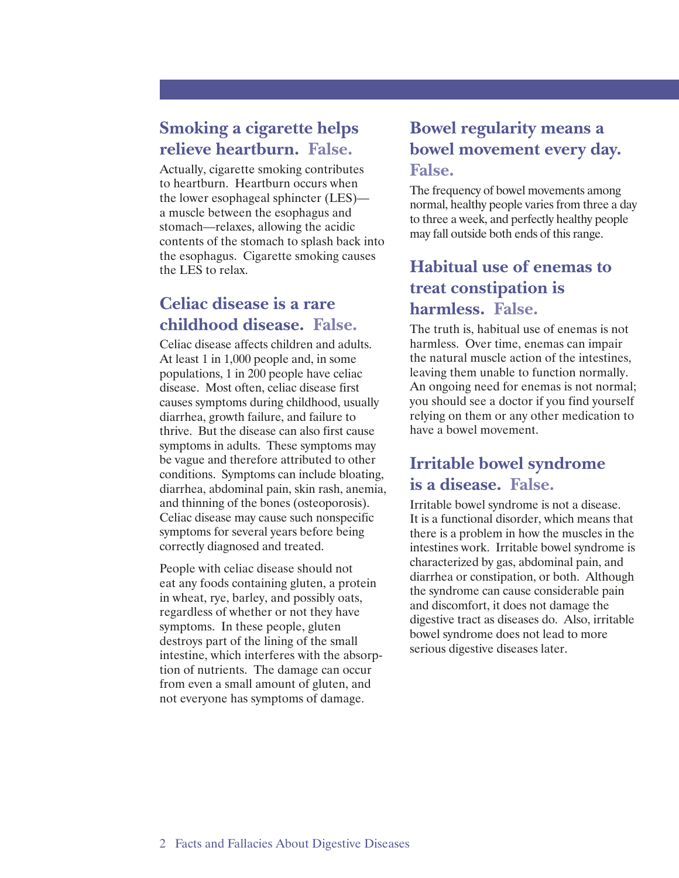## Smoking a cigarette helps relieve heartburn. False.

Actually, cigarette smoking contributes to heartburn. Heartburn occurs when the lower esophageal sphincter (LES)—a muscle between the esophagus and stomach—relaxes, allowing the acidic contents of the stomach to splash back into the esophagus. Cigarette smoking causes the LES to relax.

## Celiac disease is a rare childhood disease. False.

Celiac disease affects children and adults. At least 1 in 1,000 people and, in some populations, 1 in 200 people have celiac disease. Most often, celiac disease first causes symptoms during childhood, usually diarrhea, growth failure, and failure to thrive. But the disease can also first cause symptoms in adults. These symptoms may be vague and therefore attributed to other conditions. Symptoms can include bloating, diarrhea, abdominal pain, skin rash, anemia, and thinning of the bones (osteoporosis). Celiac disease may cause such nonspecific symptoms for several years before being correctly diagnosed and treated.

People with celiac disease should not eat any foods containing gluten, a protein in wheat, rye, barley, and possibly oats, regardless of whether or not they have symptoms. In these people, gluten destroys part of the lining of the small intestine, which interferes with the absorption of nutrients. The damage can occur from even a small amount of gluten, and not everyone has symptoms of damage.

## Bowel regularity means a bowel movement every day. False.

The frequency of bowel movements among normal, healthy people varies from three a day to three a week, and perfectly healthy people may fall outside both ends of this range.

## Habitual use of enemas to treat constipation is harmless. False.

The truth is, habitual use of enemas is not harmless. Over time, enemas can impair the natural muscle action of the intestines, leaving them unable to function normally. An ongoing need for enemas is not normal; you should see a doctor if you find yourself relying on them or any other medication to have a bowel movement.

## Irritable bowel syndrome is a disease. False.

Irritable bowel syndrome is not a disease. It is a functional disorder, which means that there is a problem in how the muscles in the intestines work. Irritable bowel syndrome is characterized by gas, abdominal pain, and diarrhea or constipation, or both. Although the syndrome can cause considerable pain and discomfort, it does not damage the digestive tract as diseases do. Also, irritable bowel syndrome does not lead to more serious digestive diseases later.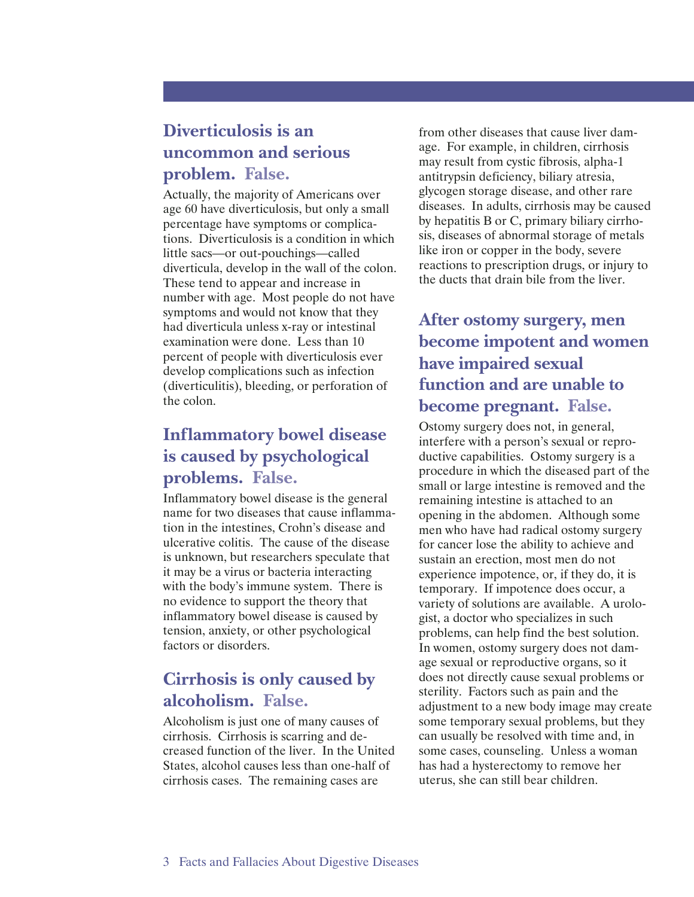## Diverticulosis is an uncommon and serious problem. False.

Actually, the majority of Americans over age 60 have diverticulosis, but only a small percentage have symptoms or complications. Diverticulosis is a condition in which little sacs—or out-pouchings—called diverticula, develop in the wall of the colon. These tend to appear and increase in number with age. Most people do not have symptoms and would not know that they had diverticula unless x-ray or intestinal examination were done. Less than 10 percent of people with diverticulosis ever develop complications such as infection (diverticulitis), bleeding, or perforation of the colon.

## Inflammatory bowel disease is caused by psychological problems. False.

Inflammatory bowel disease is the general name for two diseases that cause inflammation in the intestines, Crohn's disease and ulcerative colitis. The cause of the disease is unknown, but researchers speculate that it may be a virus or bacteria interacting with the body's immune system. There is no evidence to support the theory that inflammatory bowel disease is caused by tension, anxiety, or other psychological factors or disorders.

## Cirrhosis is only caused by alcoholism. False.

Alcoholism is just one of many causes of cirrhosis. Cirrhosis is scarring and decreased function of the liver. In the United States, alcohol causes less than one-half of cirrhosis cases. The remaining cases are from other diseases that cause liver damage. For example, in children, cirrhosis may result from cystic fibrosis, alpha-1 antitrypsin deficiency, biliary atresia, glycogen storage disease, and other rare diseases. In adults, cirrhosis may be caused by hepatitis B or C, primary biliary cirrhosis, diseases of abnormal storage of metals like iron or copper in the body, severe reactions to prescription drugs, or injury to the ducts that drain bile from the liver.

## After ostomy surgery, men become impotent and women have impaired sexual function and are unable to become pregnant. False.

Ostomy surgery does not, in general, interfere with a person's sexual or reproductive capabilities. Ostomy surgery is a procedure in which the diseased part of the small or large intestine is removed and the remaining intestine is attached to an opening in the abdomen. Although some men who have had radical ostomy surgery for cancer lose the ability to achieve and sustain an erection, most men do not experience impotence, or, if they do, it is temporary. If impotence does occur, a variety of solutions are available. A urologist, a doctor who specializes in such problems, can help find the best solution. In women, ostomy surgery does not damage sexual or reproductive organs, so it does not directly cause sexual problems or sterility. Factors such as pain and the adjustment to a new body image may create some temporary sexual problems, but they can usually be resolved with time and, in some cases, counseling. Unless a woman has had a hysterectomy to remove her uterus, she can still bear children.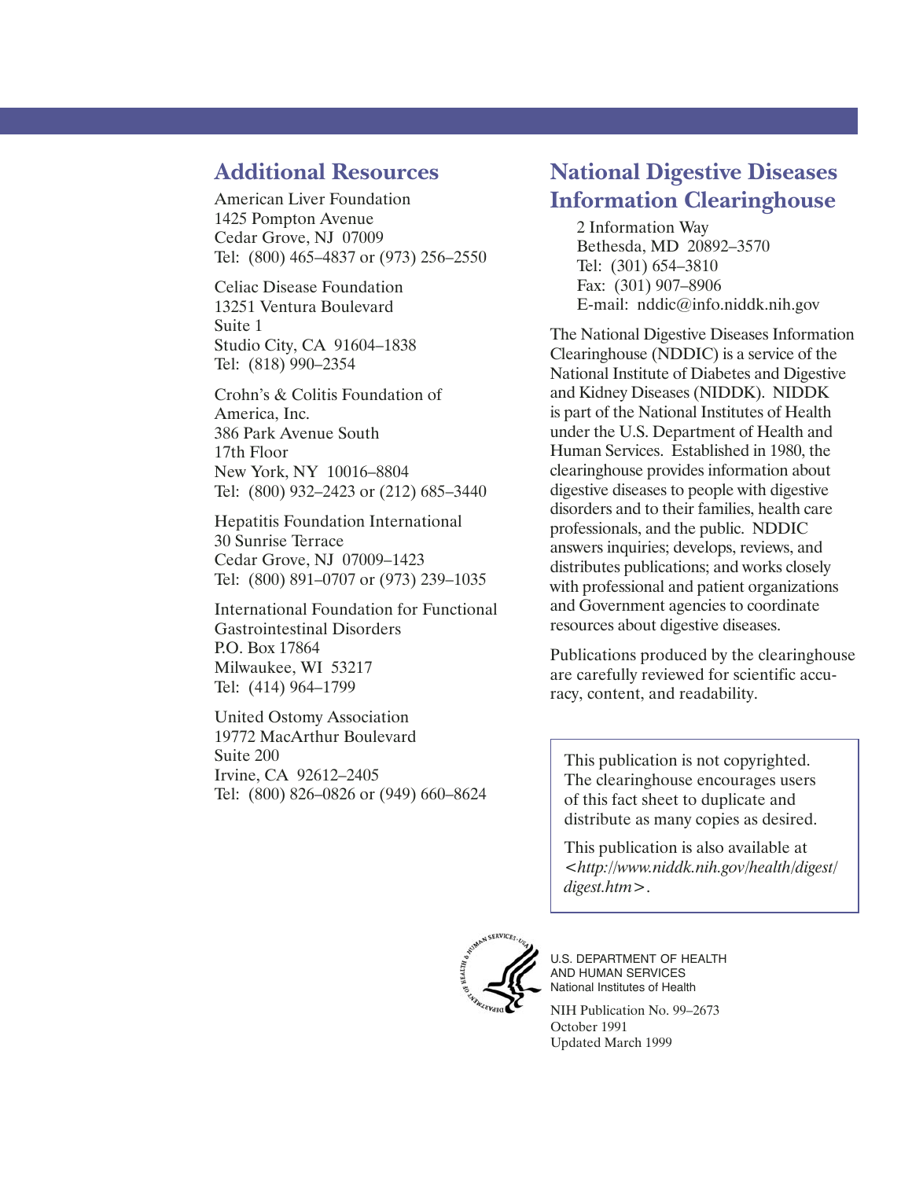## Additional Resources

American Liver Foundation
1425 Pompton Avenue
Cedar Grove, NJ 07009
Tel: (800) 465–4837 or (973) 256–2550

Celiac Disease Foundation
13251 Ventura Boulevard
Suite 1
Studio City, CA 91604–1838
Tel: (818) 990–2354

Crohn's & Colitis Foundation of America, Inc.
386 Park Avenue South
17th Floor
New York, NY 10016–8804
Tel: (800) 932–2423 or (212) 685–3440

Hepatitis Foundation International
30 Sunrise Terrace
Cedar Grove, NJ 07009–1423
Tel: (800) 891–0707 or (973) 239–1035

International Foundation for Functional Gastrointestinal Disorders
P.O. Box 17864
Milwaukee, WI 53217
Tel: (414) 964–1799

United Ostomy Association
19772 MacArthur Boulevard
Suite 200
Irvine, CA 92612–2405
Tel: (800) 826–0826 or (949) 660–8624

## National Digestive Diseases Information Clearinghouse

2 Information Way
Bethesda, MD 20892–3570
Tel: (301) 654–3810
Fax: (301) 907–8906
E-mail: nddic@info.niddk.nih.gov

The National Digestive Diseases Information Clearinghouse (NDDIC) is a service of the National Institute of Diabetes and Digestive and Kidney Diseases (NIDDK). NIDDK is part of the National Institutes of Health under the U.S. Department of Health and Human Services. Established in 1980, the clearinghouse provides information about digestive diseases to people with digestive disorders and to their families, health care professionals, and the public. NDDIC answers inquiries; develops, reviews, and distributes publications; and works closely with professional and patient organizations and Government agencies to coordinate resources about digestive diseases.

Publications produced by the clearinghouse are carefully reviewed for scientific accuracy, content, and readability.

This publication is not copyrighted. The clearinghouse encourages users of this fact sheet to duplicate and distribute as many copies as desired.

This publication is also available at *<http://www.niddk.nih.gov/health/digest/digest.htm>*.

U.S. DEPARTMENT OF HEALTH AND HUMAN SERVICES
National Institutes of Health

NIH Publication No. 99–2673
October 1991
Updated March 1999